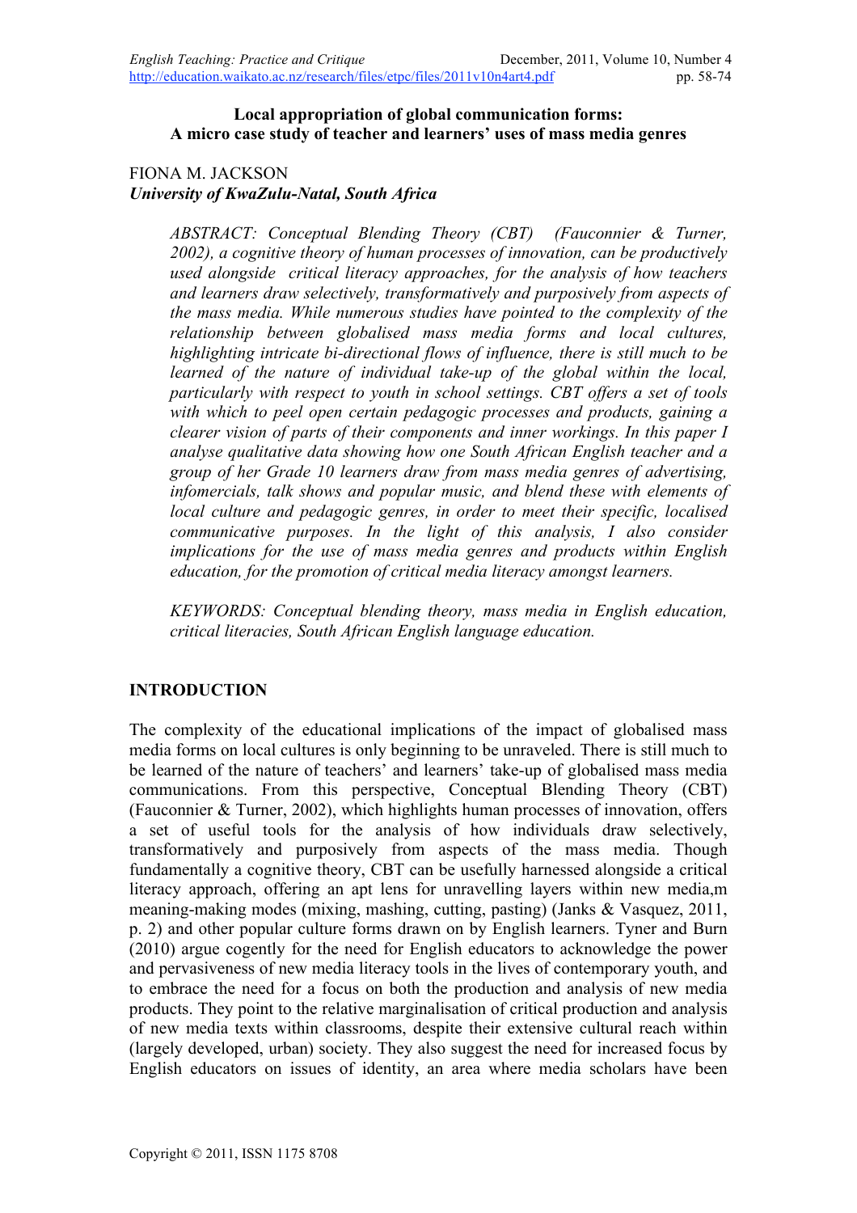**Local appropriation of global communication forms: A micro case study of teacher and learners' uses of mass media genres**

FIONA M. JACKSON
*University of KwaZulu-Natal, South Africa*

*ABSTRACT: Conceptual Blending Theory (CBT) (Fauconnier & Turner, 2002), a cognitive theory of human processes of innovation, can be productively used alongside critical literacy approaches, for the analysis of how teachers and learners draw selectively, transformatively and purposively from aspects of the mass media. While numerous studies have pointed to the complexity of the relationship between globalised mass media forms and local cultures, highlighting intricate bi-directional flows of influence, there is still much to be learned of the nature of individual take-up of the global within the local, particularly with respect to youth in school settings. CBT offers a set of tools with which to peel open certain pedagogic processes and products, gaining a clearer vision of parts of their components and inner workings. In this paper I analyse qualitative data showing how one South African English teacher and a group of her Grade 10 learners draw from mass media genres of advertising, infomercials, talk shows and popular music, and blend these with elements of local culture and pedagogic genres, in order to meet their specific, localised communicative purposes. In the light of this analysis, I also consider implications for the use of mass media genres and products within English education, for the promotion of critical media literacy amongst learners.*

*KEYWORDS: Conceptual blending theory, mass media in English education, critical literacies, South African English language education.*

## INTRODUCTION

The complexity of the educational implications of the impact of globalised mass media forms on local cultures is only beginning to be unraveled. There is still much to be learned of the nature of teachers' and learners' take-up of globalised mass media communications. From this perspective, Conceptual Blending Theory (CBT) (Fauconnier & Turner, 2002), which highlights human processes of innovation, offers a set of useful tools for the analysis of how individuals draw selectively, transformatively and purposively from aspects of the mass media. Though fundamentally a cognitive theory, CBT can be usefully harnessed alongside a critical literacy approach, offering an apt lens for unravelling layers within new media,m meaning-making modes (mixing, mashing, cutting, pasting) (Janks & Vasquez, 2011, p. 2) and other popular culture forms drawn on by English learners. Tyner and Burn (2010) argue cogently for the need for English educators to acknowledge the power and pervasiveness of new media literacy tools in the lives of contemporary youth, and to embrace the need for a focus on both the production and analysis of new media products. They point to the relative marginalisation of critical production and analysis of new media texts within classrooms, despite their extensive cultural reach within (largely developed, urban) society. They also suggest the need for increased focus by English educators on issues of identity, an area where media scholars have been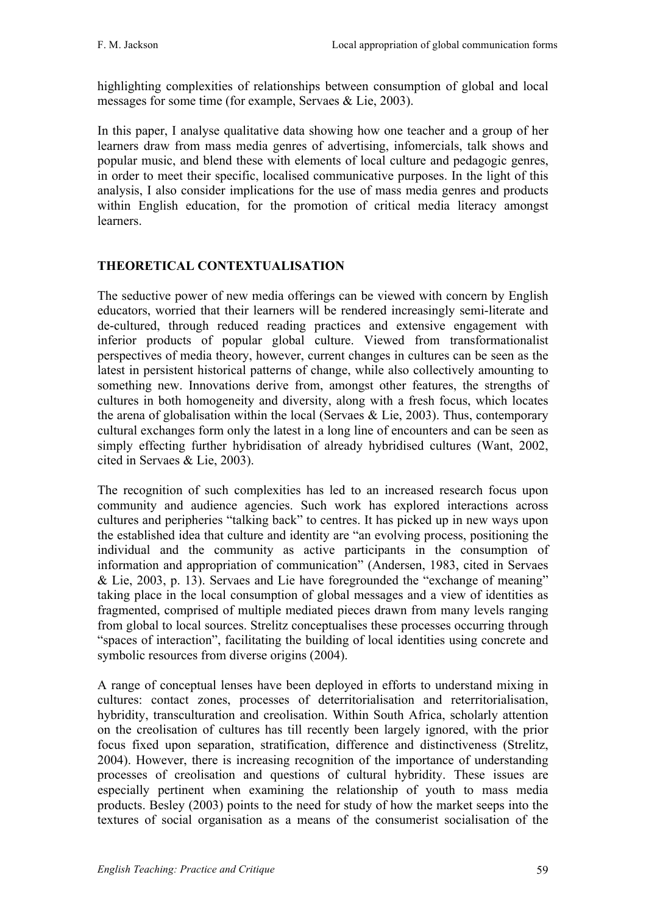highlighting complexities of relationships between consumption of global and local messages for some time (for example, Servaes & Lie, 2003).

In this paper, I analyse qualitative data showing how one teacher and a group of her learners draw from mass media genres of advertising, infomercials, talk shows and popular music, and blend these with elements of local culture and pedagogic genres, in order to meet their specific, localised communicative purposes. In the light of this analysis, I also consider implications for the use of mass media genres and products within English education, for the promotion of critical media literacy amongst learners.

## THEORETICAL CONTEXTUALISATION

The seductive power of new media offerings can be viewed with concern by English educators, worried that their learners will be rendered increasingly semi-literate and de-cultured, through reduced reading practices and extensive engagement with inferior products of popular global culture. Viewed from transformationalist perspectives of media theory, however, current changes in cultures can be seen as the latest in persistent historical patterns of change, while also collectively amounting to something new. Innovations derive from, amongst other features, the strengths of cultures in both homogeneity and diversity, along with a fresh focus, which locates the arena of globalisation within the local (Servaes & Lie, 2003). Thus, contemporary cultural exchanges form only the latest in a long line of encounters and can be seen as simply effecting further hybridisation of already hybridised cultures (Want, 2002, cited in Servaes & Lie, 2003).

The recognition of such complexities has led to an increased research focus upon community and audience agencies. Such work has explored interactions across cultures and peripheries "talking back" to centres. It has picked up in new ways upon the established idea that culture and identity are "an evolving process, positioning the individual and the community as active participants in the consumption of information and appropriation of communication" (Andersen, 1983, cited in Servaes & Lie, 2003, p. 13). Servaes and Lie have foregrounded the "exchange of meaning" taking place in the local consumption of global messages and a view of identities as fragmented, comprised of multiple mediated pieces drawn from many levels ranging from global to local sources. Strelitz conceptualises these processes occurring through "spaces of interaction", facilitating the building of local identities using concrete and symbolic resources from diverse origins (2004).

A range of conceptual lenses have been deployed in efforts to understand mixing in cultures: contact zones, processes of deterritorialisation and reterritorialisation, hybridity, transculturation and creolisation. Within South Africa, scholarly attention on the creolisation of cultures has till recently been largely ignored, with the prior focus fixed upon separation, stratification, difference and distinctiveness (Strelitz, 2004). However, there is increasing recognition of the importance of understanding processes of creolisation and questions of cultural hybridity. These issues are especially pertinent when examining the relationship of youth to mass media products. Besley (2003) points to the need for study of how the market seeps into the textures of social organisation as a means of the consumerist socialisation of the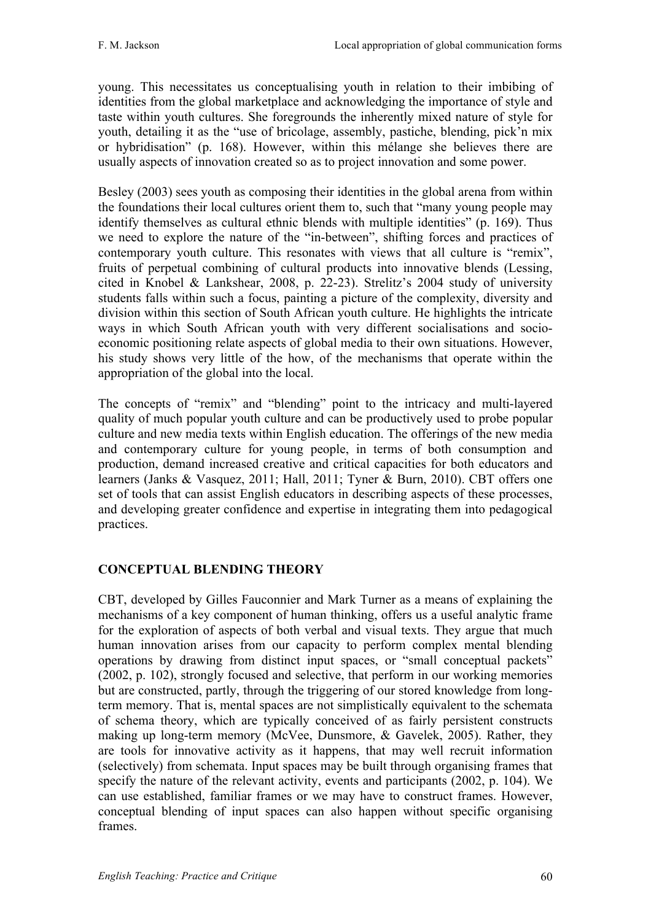young. This necessitates us conceptualising youth in relation to their imbibing of identities from the global marketplace and acknowledging the importance of style and taste within youth cultures. She foregrounds the inherently mixed nature of style for youth, detailing it as the "use of bricolage, assembly, pastiche, blending, pick'n mix or hybridisation" (p. 168). However, within this mélange she believes there are usually aspects of innovation created so as to project innovation and some power.

Besley (2003) sees youth as composing their identities in the global arena from within the foundations their local cultures orient them to, such that "many young people may identify themselves as cultural ethnic blends with multiple identities" (p. 169). Thus we need to explore the nature of the "in-between", shifting forces and practices of contemporary youth culture. This resonates with views that all culture is "remix", fruits of perpetual combining of cultural products into innovative blends (Lessing, cited in Knobel & Lankshear, 2008, p. 22-23). Strelitz's 2004 study of university students falls within such a focus, painting a picture of the complexity, diversity and division within this section of South African youth culture. He highlights the intricate ways in which South African youth with very different socialisations and socio-economic positioning relate aspects of global media to their own situations. However, his study shows very little of the how, of the mechanisms that operate within the appropriation of the global into the local.

The concepts of "remix" and "blending" point to the intricacy and multi-layered quality of much popular youth culture and can be productively used to probe popular culture and new media texts within English education. The offerings of the new media and contemporary culture for young people, in terms of both consumption and production, demand increased creative and critical capacities for both educators and learners (Janks & Vasquez, 2011; Hall, 2011; Tyner & Burn, 2010). CBT offers one set of tools that can assist English educators in describing aspects of these processes, and developing greater confidence and expertise in integrating them into pedagogical practices.

## CONCEPTUAL BLENDING THEORY

CBT, developed by Gilles Fauconnier and Mark Turner as a means of explaining the mechanisms of a key component of human thinking, offers us a useful analytic frame for the exploration of aspects of both verbal and visual texts. They argue that much human innovation arises from our capacity to perform complex mental blending operations by drawing from distinct input spaces, or "small conceptual packets" (2002, p. 102), strongly focused and selective, that perform in our working memories but are constructed, partly, through the triggering of our stored knowledge from long-term memory. That is, mental spaces are not simplistically equivalent to the schemata of schema theory, which are typically conceived of as fairly persistent constructs making up long-term memory (McVee, Dunsmore, & Gavelek, 2005). Rather, they are tools for innovative activity as it happens, that may well recruit information (selectively) from schemata. Input spaces may be built through organising frames that specify the nature of the relevant activity, events and participants (2002, p. 104). We can use established, familiar frames or we may have to construct frames. However, conceptual blending of input spaces can also happen without specific organising frames.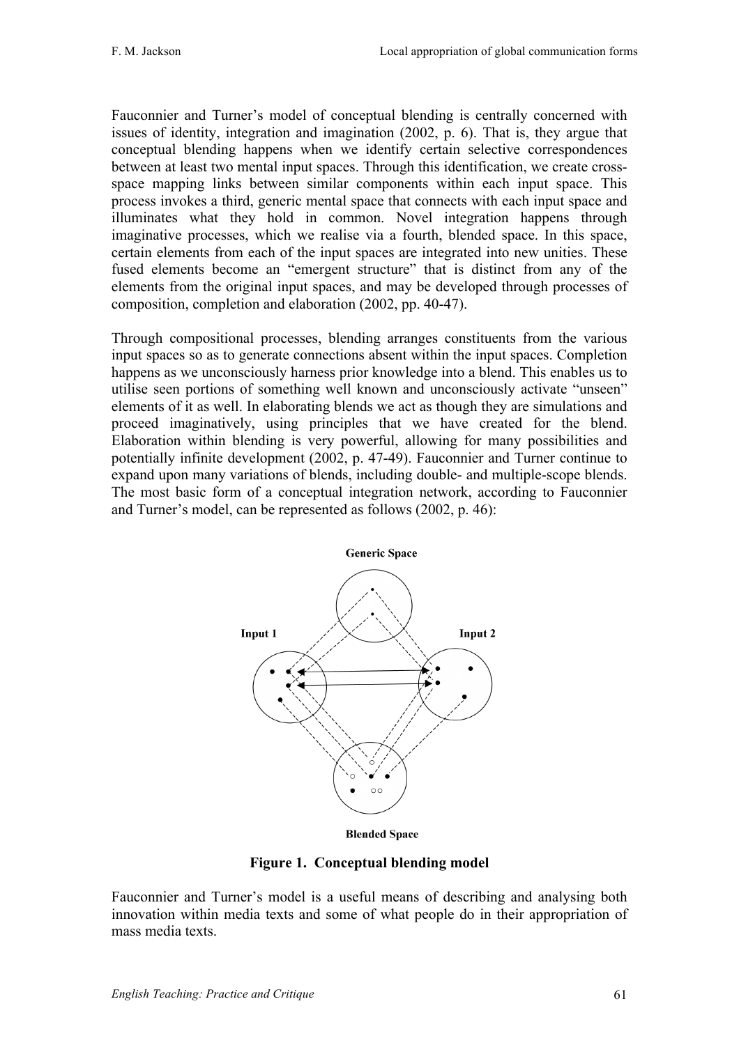Fauconnier and Turner's model of conceptual blending is centrally concerned with issues of identity, integration and imagination (2002, p. 6). That is, they argue that conceptual blending happens when we identify certain selective correspondences between at least two mental input spaces. Through this identification, we create cross-space mapping links between similar components within each input space. This process invokes a third, generic mental space that connects with each input space and illuminates what they hold in common. Novel integration happens through imaginative processes, which we realise via a fourth, blended space. In this space, certain elements from each of the input spaces are integrated into new unities. These fused elements become an "emergent structure" that is distinct from any of the elements from the original input spaces, and may be developed through processes of composition, completion and elaboration (2002, pp. 40-47).

Through compositional processes, blending arranges constituents from the various input spaces so as to generate connections absent within the input spaces. Completion happens as we unconsciously harness prior knowledge into a blend. This enables us to utilise seen portions of something well known and unconsciously activate "unseen" elements of it as well. In elaborating blends we act as though they are simulations and proceed imaginatively, using principles that we have created for the blend. Elaboration within blending is very powerful, allowing for many possibilities and potentially infinite development (2002, p. 47-49). Fauconnier and Turner continue to expand upon many variations of blends, including double- and multiple-scope blends. The most basic form of a conceptual integration network, according to Fauconnier and Turner's model, can be represented as follows (2002, p. 46):

Generic Space

Input 1

Input 2

Blended Space

**Figure 1. Conceptual blending model**

Fauconnier and Turner's model is a useful means of describing and analysing both innovation within media texts and some of what people do in their appropriation of mass media texts.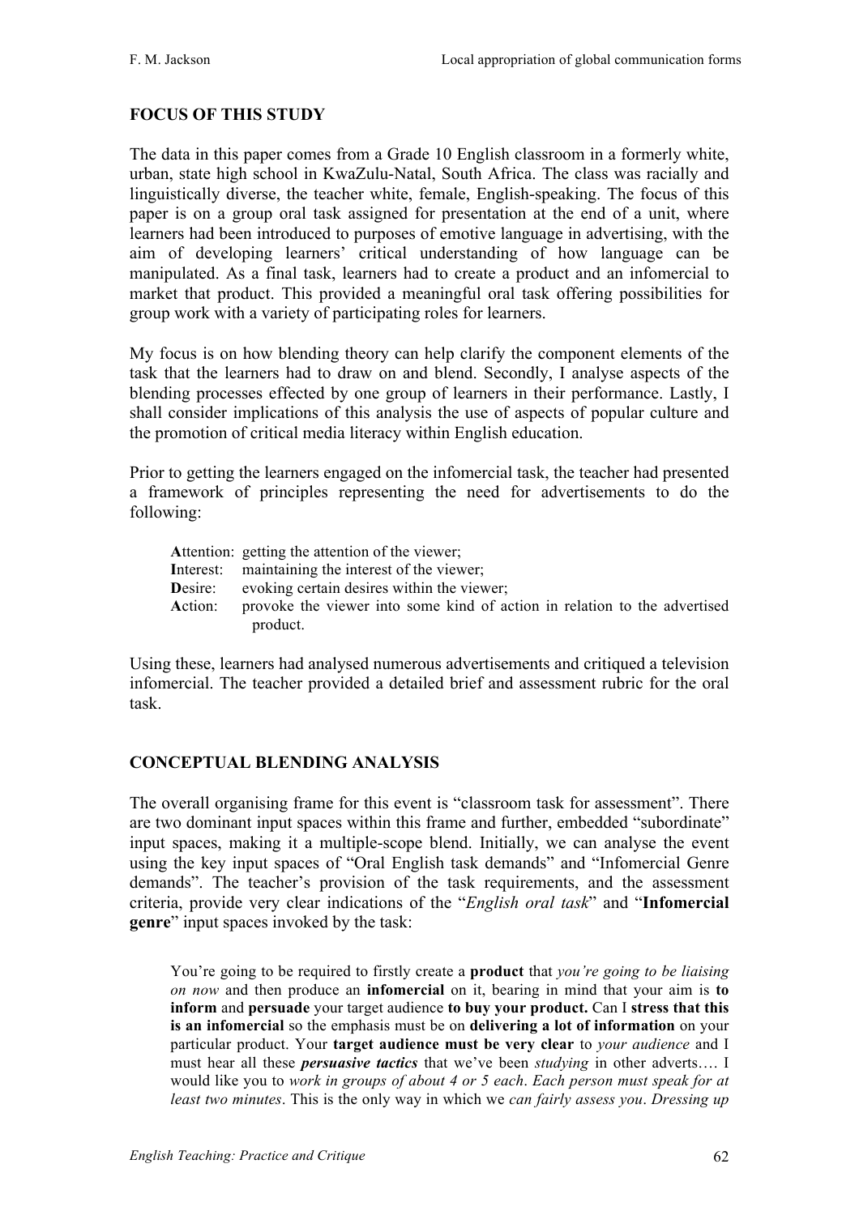## FOCUS OF THIS STUDY

The data in this paper comes from a Grade 10 English classroom in a formerly white, urban, state high school in KwaZulu-Natal, South Africa. The class was racially and linguistically diverse, the teacher white, female, English-speaking. The focus of this paper is on a group oral task assigned for presentation at the end of a unit, where learners had been introduced to purposes of emotive language in advertising, with the aim of developing learners' critical understanding of how language can be manipulated. As a final task, learners had to create a product and an infomercial to market that product. This provided a meaningful oral task offering possibilities for group work with a variety of participating roles for learners.

My focus is on how blending theory can help clarify the component elements of the task that the learners had to draw on and blend. Secondly, I analyse aspects of the blending processes effected by one group of learners in their performance. Lastly, I shall consider implications of this analysis the use of aspects of popular culture and the promotion of critical media literacy within English education.

Prior to getting the learners engaged on the infomercial task, the teacher had presented a framework of principles representing the need for advertisements to do the following:

- **A**ttention: getting the attention of the viewer;
- **I**nterest: maintaining the interest of the viewer;
- **D**esire: evoking certain desires within the viewer;
- **A**ction: provoke the viewer into some kind of action in relation to the advertised product.

Using these, learners had analysed numerous advertisements and critiqued a television infomercial. The teacher provided a detailed brief and assessment rubric for the oral task.

## CONCEPTUAL BLENDING ANALYSIS

The overall organising frame for this event is "classroom task for assessment". There are two dominant input spaces within this frame and further, embedded "subordinate" input spaces, making it a multiple-scope blend. Initially, we can analyse the event using the key input spaces of "Oral English task demands" and "Infomercial Genre demands". The teacher's provision of the task requirements, and the assessment criteria, provide very clear indications of the "*English oral task*" and "**Infomercial genre**" input spaces invoked by the task:

> You're going to be required to firstly create a **product** that *you're going to be liaising on now* and then produce an **infomercial** on it, bearing in mind that your aim is **to inform** and **persuade** your target audience **to buy your product.** Can I **stress that this is an infomercial** so the emphasis must be on **delivering a lot of information** on your particular product. Your **target audience must be very clear** to *your audience* and I must hear all these ***persuasive tactics*** that we've been *studying* in other adverts…. I would like you to *work in groups of about 4 or 5 each*. *Each person must speak for at least two minutes*. This is the only way in which we *can fairly assess you*. *Dressing up*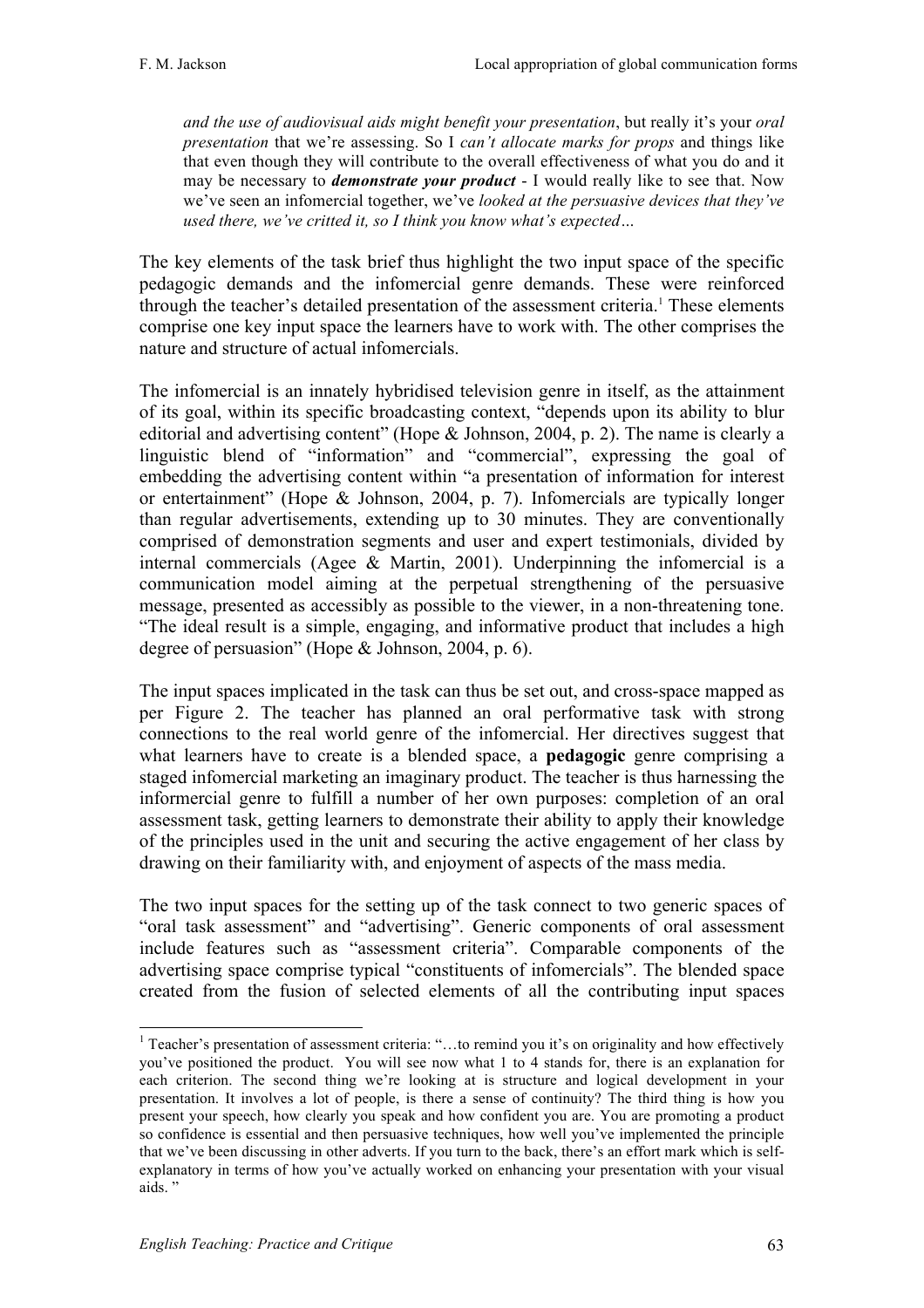> *and the use of audiovisual aids might benefit your presentation*, but really it's your *oral presentation* that we're assessing. So I *can't allocate marks for props* and things like that even though they will contribute to the overall effectiveness of what you do and it may be necessary to ***demonstrate your product*** - I would really like to see that. Now we've seen an infomercial together, we've *looked at the persuasive devices that they've used there, we've critted it, so I think you know what's expected…*

The key elements of the task brief thus highlight the two input space of the specific pedagogic demands and the infomercial genre demands. These were reinforced through the teacher's detailed presentation of the assessment criteria.[1] These elements comprise one key input space the learners have to work with. The other comprises the nature and structure of actual infomercials.

The infomercial is an innately hybridised television genre in itself, as the attainment of its goal, within its specific broadcasting context, "depends upon its ability to blur editorial and advertising content" (Hope & Johnson, 2004, p. 2). The name is clearly a linguistic blend of "information" and "commercial", expressing the goal of embedding the advertising content within "a presentation of information for interest or entertainment" (Hope & Johnson, 2004, p. 7). Infomercials are typically longer than regular advertisements, extending up to 30 minutes. They are conventionally comprised of demonstration segments and user and expert testimonials, divided by internal commercials (Agee & Martin, 2001). Underpinning the infomercial is a communication model aiming at the perpetual strengthening of the persuasive message, presented as accessibly as possible to the viewer, in a non-threatening tone. "The ideal result is a simple, engaging, and informative product that includes a high degree of persuasion" (Hope & Johnson, 2004, p. 6).

The input spaces implicated in the task can thus be set out, and cross-space mapped as per Figure 2. The teacher has planned an oral performative task with strong connections to the real world genre of the infomercial. Her directives suggest that what learners have to create is a blended space, a **pedagogic** genre comprising a staged infomercial marketing an imaginary product. The teacher is thus harnessing the informercial genre to fulfill a number of her own purposes: completion of an oral assessment task, getting learners to demonstrate their ability to apply their knowledge of the principles used in the unit and securing the active engagement of her class by drawing on their familiarity with, and enjoyment of aspects of the mass media.

The two input spaces for the setting up of the task connect to two generic spaces of "oral task assessment" and "advertising". Generic components of oral assessment include features such as "assessment criteria". Comparable components of the advertising space comprise typical "constituents of infomercials". The blended space created from the fusion of selected elements of all the contributing input spaces

---

[1] Teacher's presentation of assessment criteria: "…to remind you it's on originality and how effectively you've positioned the product. You will see now what 1 to 4 stands for, there is an explanation for each criterion. The second thing we're looking at is structure and logical development in your presentation. It involves a lot of people, is there a sense of continuity? The third thing is how you present your speech, how clearly you speak and how confident you are. You are promoting a product so confidence is essential and then persuasive techniques, how well you've implemented the principle that we've been discussing in other adverts. If you turn to the back, there's an effort mark which is self-explanatory in terms of how you've actually worked on enhancing your presentation with your visual aids. "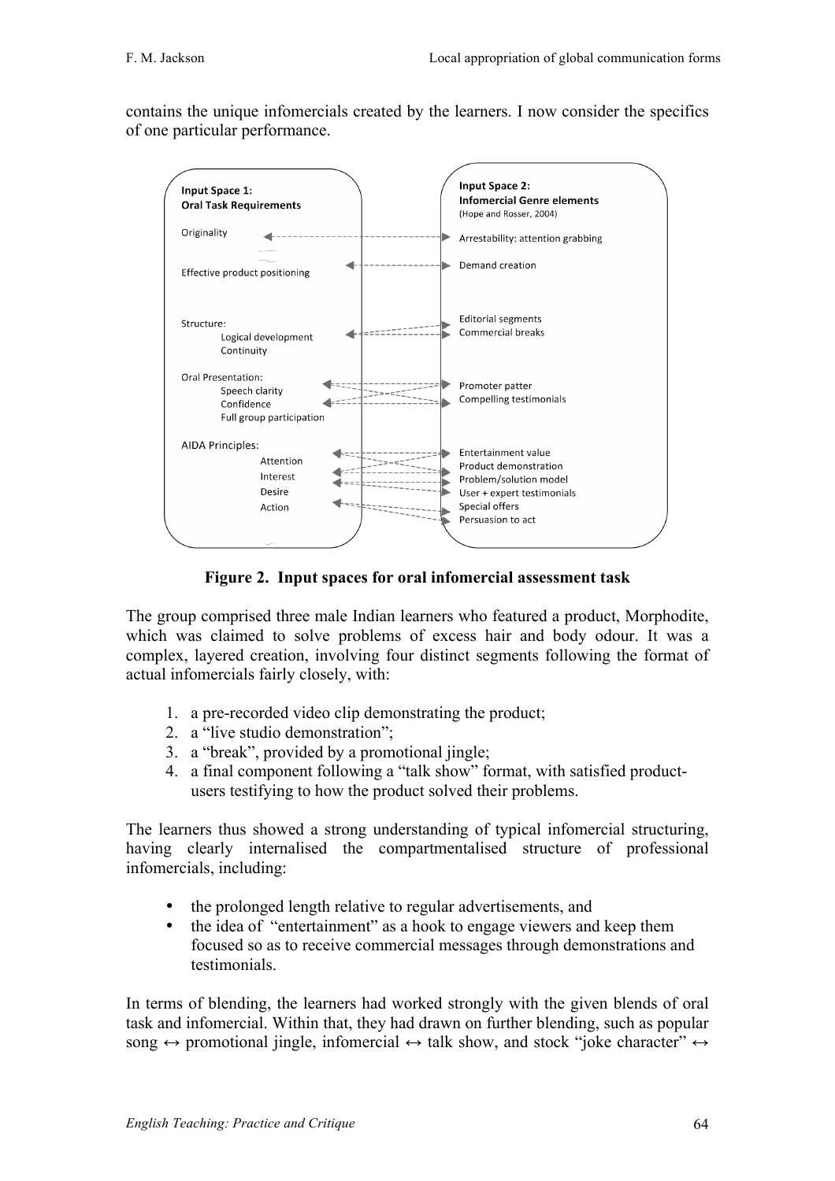contains the unique infomercials created by the learners. I now consider the specifics of one particular performance.

**Input Space 1: Oral Task Requirements**

- Originality
- Effective product positioning
- Structure:
  - Logical development
  - Continuity
- Oral Presentation:
  - Speech clarity
  - Confidence
  - Full group participation
- AIDA Principles:
  - Attention
  - Interest
  - Desire
  - Action

**Input Space 2: Infomercial Genre elements** (Hope and Rosser, 2004)

- Arrestability: attention grabbing
- Demand creation
- Editorial segments
- Commercial breaks
- Promoter patter
- Compelling testimonials
- Entertainment value
- Product demonstration
- Problem/solution model
- User + expert testimonials
- Special offers
- Persuasion to act

**Figure 2. Input spaces for oral infomercial assessment task**

The group comprised three male Indian learners who featured a product, Morphodite, which was claimed to solve problems of excess hair and body odour. It was a complex, layered creation, involving four distinct segments following the format of actual infomercials fairly closely, with:

1. a pre-recorded video clip demonstrating the product;
2. a "live studio demonstration";
3. a "break", provided by a promotional jingle;
4. a final component following a "talk show" format, with satisfied product-users testifying to how the product solved their problems.

The learners thus showed a strong understanding of typical infomercial structuring, having clearly internalised the compartmentalised structure of professional infomercials, including:

- the prolonged length relative to regular advertisements, and
- the idea of "entertainment" as a hook to engage viewers and keep them focused so as to receive commercial messages through demonstrations and testimonials.

In terms of blending, the learners had worked strongly with the given blends of oral task and infomercial. Within that, they had drawn on further blending, such as popular song ↔ promotional jingle, infomercial ↔ talk show, and stock "joke character" ↔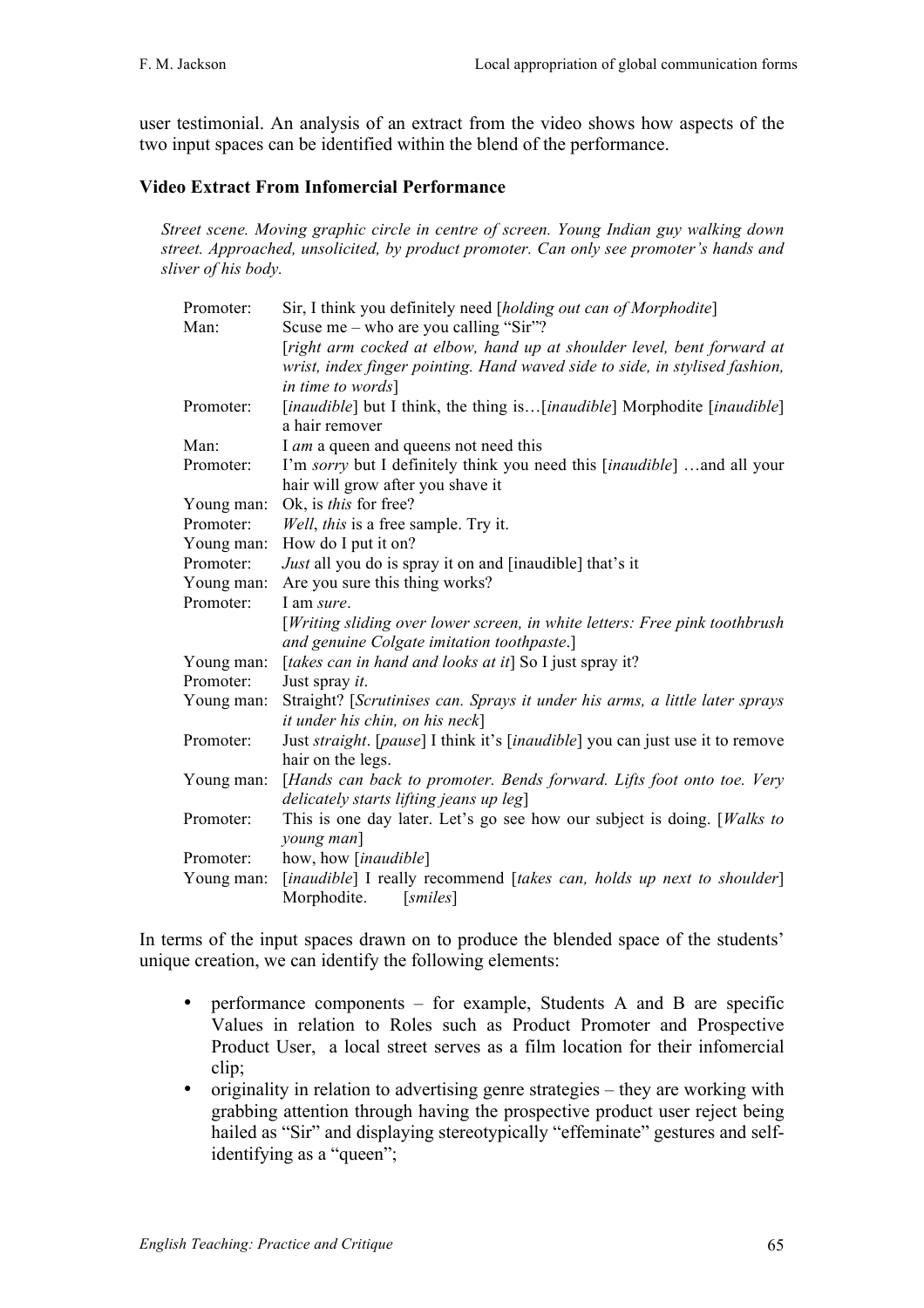user testimonial. An analysis of an extract from the video shows how aspects of the two input spaces can be identified within the blend of the performance.

### Video Extract From Infomercial Performance

*Street scene. Moving graphic circle in centre of screen. Young Indian guy walking down street. Approached, unsolicited, by product promoter. Can only see promoter's hands and sliver of his body.*

| | |
|---|---|
| Promoter: | Sir, I think you definitely need [*holding out can of Morphodite*] |
| Man: | Scuse me – who are you calling "Sir"? [*right arm cocked at elbow, hand up at shoulder level, bent forward at wrist, index finger pointing. Hand waved side to side, in stylised fashion, in time to words*] |
| Promoter: | [*inaudible*] but I think, the thing is…[*inaudible*] Morphodite [*inaudible*] a hair remover |
| Man: | I *am* a queen and queens not need this |
| Promoter: | I'm *sorry* but I definitely think you need this [*inaudible*] …and all your hair will grow after you shave it |
| Young man: | Ok, is *this* for free? |
| Promoter: | *Well*, *this* is a free sample. Try it. |
| Young man: | How do I put it on? |
| Promoter: | *Just* all you do is spray it on and [inaudible] that's it |
| Young man: | Are you sure this thing works? |
| Promoter: | I am *sure*. [*Writing sliding over lower screen, in white letters: Free pink toothbrush and genuine Colgate imitation toothpaste*.] |
| Young man: | [*takes can in hand and looks at it*] So I just spray it? |
| Promoter: | Just spray *it*. |
| Young man: | Straight? [*Scrutinises can. Sprays it under his arms, a little later sprays it under his chin, on his neck*] |
| Promoter: | Just *straight*. [*pause*] I think it's [*inaudible*] you can just use it to remove hair on the legs. |
| Young man: | [*Hands can back to promoter. Bends forward. Lifts foot onto toe. Very delicately starts lifting jeans up leg*] |
| Promoter: | This is one day later. Let's go see how our subject is doing. [*Walks to young man*] |
| Promoter: | how, how [*inaudible*] |
| Young man: | [*inaudible*] I really recommend [*takes can, holds up next to shoulder*] Morphodite. [*smiles*] |

In terms of the input spaces drawn on to produce the blended space of the students' unique creation, we can identify the following elements:

- performance components – for example, Students A and B are specific Values in relation to Roles such as Product Promoter and Prospective Product User, a local street serves as a film location for their infomercial clip;
- originality in relation to advertising genre strategies – they are working with grabbing attention through having the prospective product user reject being hailed as "Sir" and displaying stereotypically "effeminate" gestures and self-identifying as a "queen";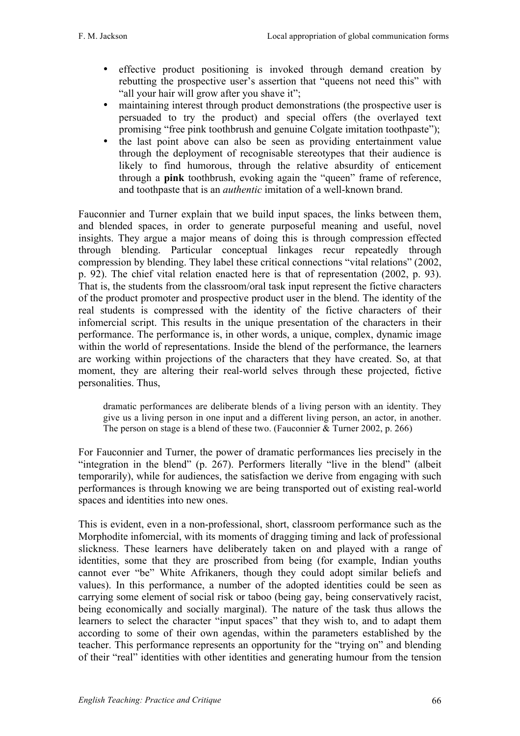- effective product positioning is invoked through demand creation by rebutting the prospective user's assertion that "queens not need this" with "all your hair will grow after you shave it";
- maintaining interest through product demonstrations (the prospective user is persuaded to try the product) and special offers (the overlayed text promising "free pink toothbrush and genuine Colgate imitation toothpaste");
- the last point above can also be seen as providing entertainment value through the deployment of recognisable stereotypes that their audience is likely to find humorous, through the relative absurdity of enticement through a **pink** toothbrush, evoking again the "queen" frame of reference, and toothpaste that is an *authentic* imitation of a well-known brand.

Fauconnier and Turner explain that we build input spaces, the links between them, and blended spaces, in order to generate purposeful meaning and useful, novel insights. They argue a major means of doing this is through compression effected through blending. Particular conceptual linkages recur repeatedly through compression by blending. They label these critical connections "vital relations" (2002, p. 92). The chief vital relation enacted here is that of representation (2002, p. 93). That is, the students from the classroom/oral task input represent the fictive characters of the product promoter and prospective product user in the blend. The identity of the real students is compressed with the identity of the fictive characters of their infomercial script. This results in the unique presentation of the characters in their performance. The performance is, in other words, a unique, complex, dynamic image within the world of representations. Inside the blend of the performance, the learners are working within projections of the characters that they have created. So, at that moment, they are altering their real-world selves through these projected, fictive personalities. Thus,

> dramatic performances are deliberate blends of a living person with an identity. They give us a living person in one input and a different living person, an actor, in another. The person on stage is a blend of these two. (Fauconnier & Turner 2002, p. 266)

For Fauconnier and Turner, the power of dramatic performances lies precisely in the "integration in the blend" (p. 267). Performers literally "live in the blend" (albeit temporarily), while for audiences, the satisfaction we derive from engaging with such performances is through knowing we are being transported out of existing real-world spaces and identities into new ones.

This is evident, even in a non-professional, short, classroom performance such as the Morphodite infomercial, with its moments of dragging timing and lack of professional slickness. These learners have deliberately taken on and played with a range of identities, some that they are proscribed from being (for example, Indian youths cannot ever "be" White Afrikaners, though they could adopt similar beliefs and values). In this performance, a number of the adopted identities could be seen as carrying some element of social risk or taboo (being gay, being conservatively racist, being economically and socially marginal). The nature of the task thus allows the learners to select the character "input spaces" that they wish to, and to adapt them according to some of their own agendas, within the parameters established by the teacher. This performance represents an opportunity for the "trying on" and blending of their "real" identities with other identities and generating humour from the tension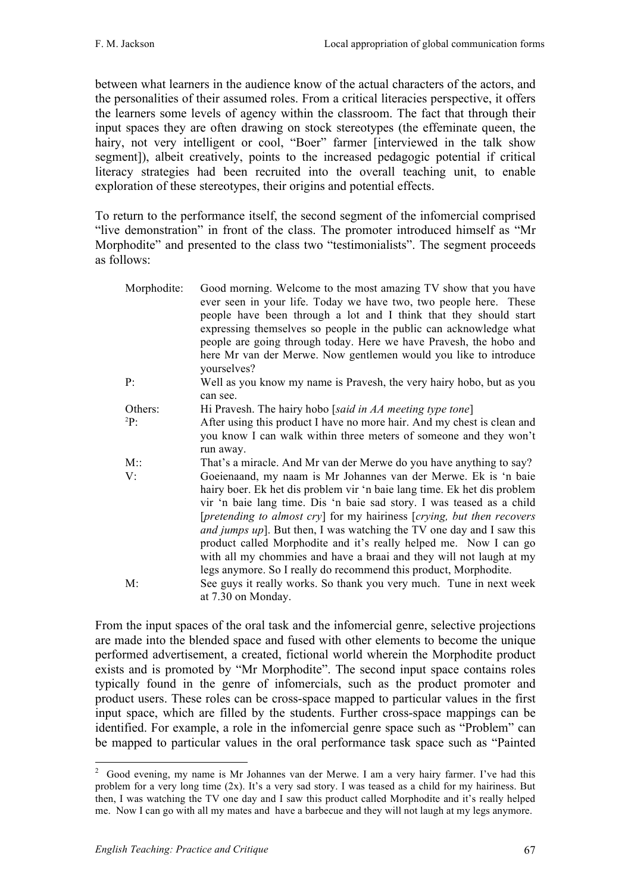between what learners in the audience know of the actual characters of the actors, and the personalities of their assumed roles. From a critical literacies perspective, it offers the learners some levels of agency within the classroom. The fact that through their input spaces they are often drawing on stock stereotypes (the effeminate queen, the hairy, not very intelligent or cool, "Boer" farmer [interviewed in the talk show segment]), albeit creatively, points to the increased pedagogic potential if critical literacy strategies had been recruited into the overall teaching unit, to enable exploration of these stereotypes, their origins and potential effects.

To return to the performance itself, the second segment of the infomercial comprised "live demonstration" in front of the class. The promoter introduced himself as "Mr Morphodite" and presented to the class two "testimonialists". The segment proceeds as follows:

| | |
|---|---|
| Morphodite: | Good morning. Welcome to the most amazing TV show that you have ever seen in your life. Today we have two, two people here. These people have been through a lot and I think that they should start expressing themselves so people in the public can acknowledge what people are going through today. Here we have Pravesh, the hobo and here Mr van der Merwe. Now gentlemen would you like to introduce yourselves? |
| P: | Well as you know my name is Pravesh, the very hairy hobo, but as you can see. |
| Others: | Hi Pravesh. The hairy hobo [*said in AA meeting type tone*] |
| [2]P: | After using this product I have no more hair. And my chest is clean and you know I can walk within three meters of someone and they won't run away. |
| M:: | That's a miracle. And Mr van der Merwe do you have anything to say? |
| V: | Goeienaand, my naam is Mr Johannes van der Merwe. Ek is 'n baie hairy boer. Ek het dis problem vir 'n baie lang time. Ek het dis problem vir 'n baie lang time. Dis 'n baie sad story. I was teased as a child [*pretending to almost cry*] for my hairiness [*crying, but then recovers and jumps up*]. But then, I was watching the TV one day and I saw this product called Morphodite and it's really helped me. Now I can go with all my chommies and have a braai and they will not laugh at my legs anymore. So I really do recommend this product, Morphodite. |
| M: | See guys it really works. So thank you very much. Tune in next week at 7.30 on Monday. |

From the input spaces of the oral task and the infomercial genre, selective projections are made into the blended space and fused with other elements to become the unique performed advertisement, a created, fictional world wherein the Morphodite product exists and is promoted by "Mr Morphodite". The second input space contains roles typically found in the genre of infomercials, such as the product promoter and product users. These roles can be cross-space mapped to particular values in the first input space, which are filled by the students. Further cross-space mappings can be identified. For example, a role in the infomercial genre space such as "Problem" can be mapped to particular values in the oral performance task space such as "Painted

---

[2] Good evening, my name is Mr Johannes van der Merwe. I am a very hairy farmer. I've had this problem for a very long time (2x). It's a very sad story. I was teased as a child for my hairiness. But then, I was watching the TV one day and I saw this product called Morphodite and it's really helped me. Now I can go with all my mates and have a barbecue and they will not laugh at my legs anymore.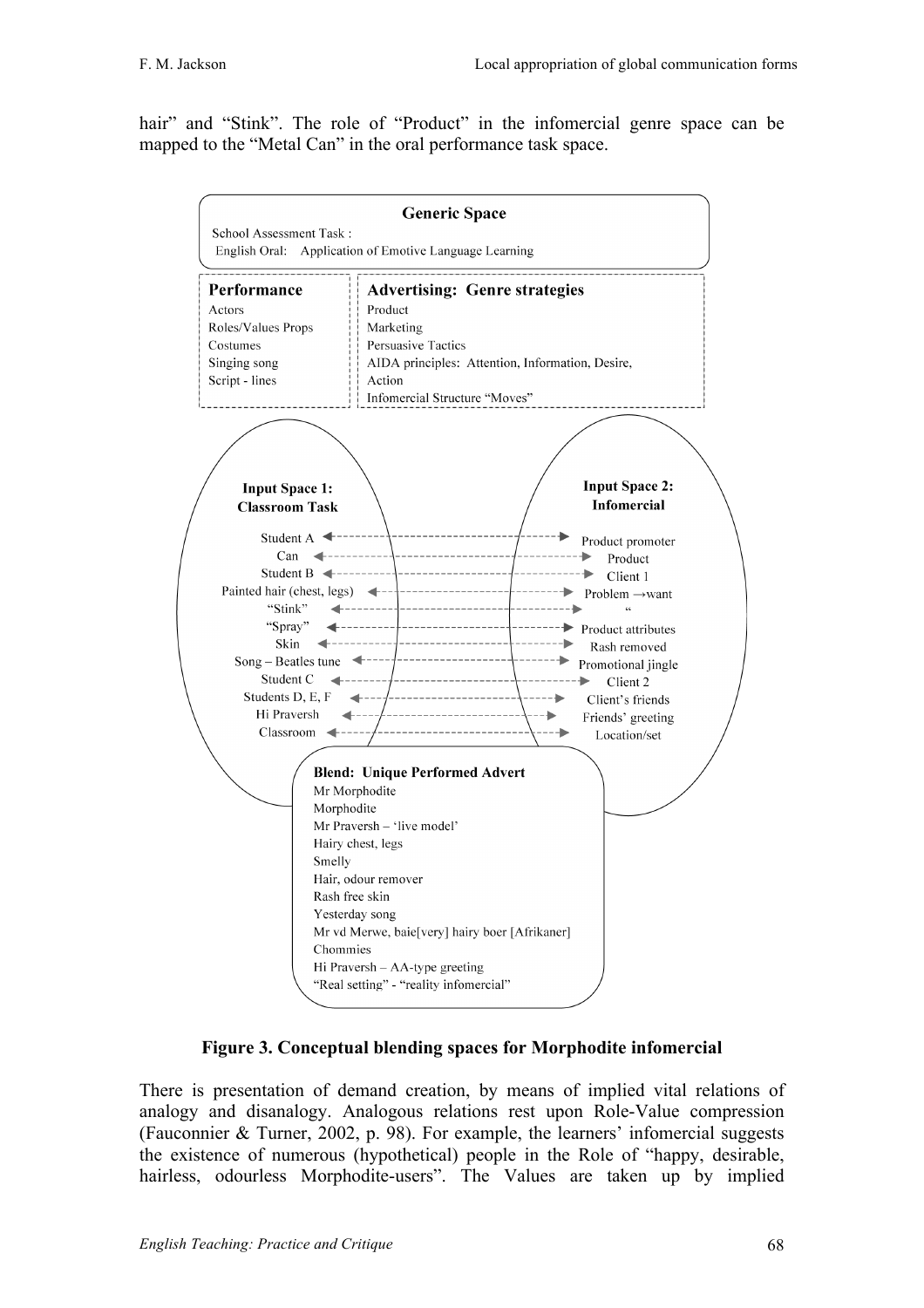hair" and "Stink". The role of "Product" in the infomercial genre space can be mapped to the "Metal Can" in the oral performance task space.

**Generic Space**

School Assessment Task :
English Oral: Application of Emotive Language Learning

| Performance | Advertising: Genre strategies |
| --- | --- |
| Actors | Product |
| Roles/Values Props | Marketing |
| Costumes | Persuasive Tactics |
| Singing song | AIDA principles: Attention, Information, Desire, Action |
| Script - lines | Infomercial Structure "Moves" |

| Input Space 1: Classroom Task | | Input Space 2: Infomercial |
| --- | --- | --- |
| Student A | ↔ | Product promoter |
| Can | ↔ | Product |
| Student B | ↔ | Client 1 |
| Painted hair (chest, legs) | ↔ | Problem →want |
| "Stink" | ↔ | " |
| "Spray" | ↔ | Product attributes |
| Skin | ↔ | Rash removed |
| Song – Beatles tune | ↔ | Promotional jingle |
| Student C | ↔ | Client 2 |
| Students D, E, F | ↔ | Client's friends |
| Hi Praversh | ↔ | Friends' greeting |
| Classroom | ↔ | Location/set |

**Blend: Unique Performed Advert**

Mr Morphodite
Morphodite
Mr Praversh – 'live model'
Hairy chest, legs
Smelly
Hair, odour remover
Rash free skin
Yesterday song
Mr vd Merwe, baie[very] hairy boer [Afrikaner]
Chommies
Hi Praversh – AA-type greeting
"Real setting" - "reality infomercial"

**Figure 3. Conceptual blending spaces for Morphodite infomercial**

There is presentation of demand creation, by means of implied vital relations of analogy and disanalogy. Analogous relations rest upon Role-Value compression (Fauconnier & Turner, 2002, p. 98). For example, the learners' infomercial suggests the existence of numerous (hypothetical) people in the Role of "happy, desirable, hairless, odourless Morphodite-users". The Values are taken up by implied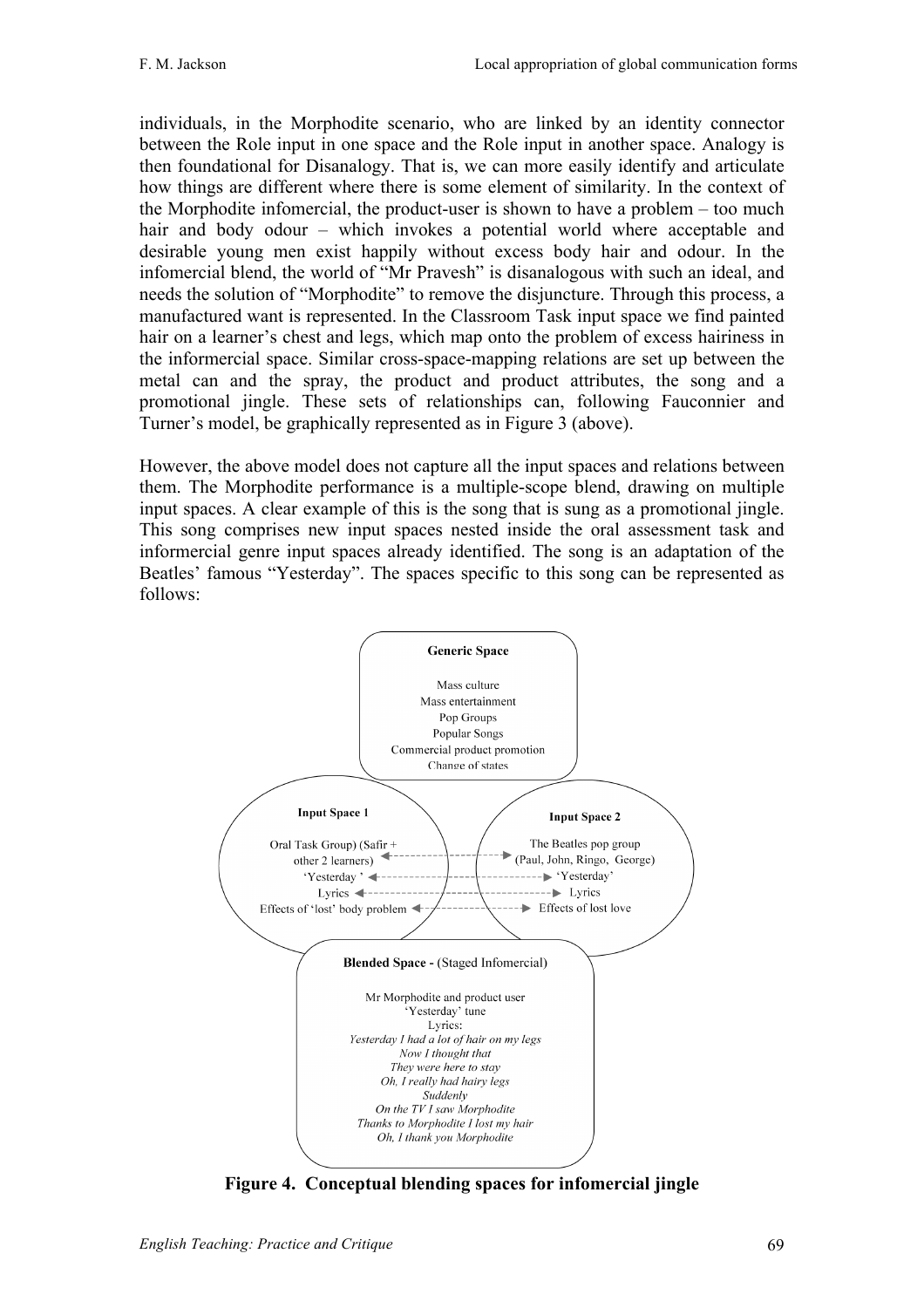individuals, in the Morphodite scenario, who are linked by an identity connector between the Role input in one space and the Role input in another space. Analogy is then foundational for Disanalogy. That is, we can more easily identify and articulate how things are different where there is some element of similarity. In the context of the Morphodite infomercial, the product-user is shown to have a problem – too much hair and body odour – which invokes a potential world where acceptable and desirable young men exist happily without excess body hair and odour. In the infomercial blend, the world of "Mr Pravesh" is disanalogous with such an ideal, and needs the solution of "Morphodite" to remove the disjuncture. Through this process, a manufactured want is represented. In the Classroom Task input space we find painted hair on a learner's chest and legs, which map onto the problem of excess hairiness in the informercial space. Similar cross-space-mapping relations are set up between the metal can and the spray, the product and product attributes, the song and a promotional jingle. These sets of relationships can, following Fauconnier and Turner's model, be graphically represented as in Figure 3 (above).

However, the above model does not capture all the input spaces and relations between them. The Morphodite performance is a multiple-scope blend, drawing on multiple input spaces. A clear example of this is the song that is sung as a promotional jingle. This song comprises new input spaces nested inside the oral assessment task and informercial genre input spaces already identified. The song is an adaptation of the Beatles' famous "Yesterday". The spaces specific to this song can be represented as follows:

**Generic Space**

Mass culture
Mass entertainment
Pop Groups
Popular Songs
Commercial product promotion
Change of states

**Input Space 1**

Oral Task Group) (Safir + other 2 learners)
'Yesterday '
Lyrics
Effects of 'lost' body problem

**Input Space 2**

The Beatles pop group (Paul, John, Ringo, George)
'Yesterday'
Lyrics
Effects of lost love

**Blended Space -** (Staged Infomercial)

Mr Morphodite and product user
'Yesterday' tune
Lyrics:
*Yesterday I had a lot of hair on my legs*
*Now I thought that*
*They were here to stay*
*Oh, I really had hairy legs*
*Suddenly*
*On the TV I saw Morphodite*
*Thanks to Morphodite I lost my hair*
*Oh, I thank you Morphodite*

**Figure 4. Conceptual blending spaces for infomercial jingle**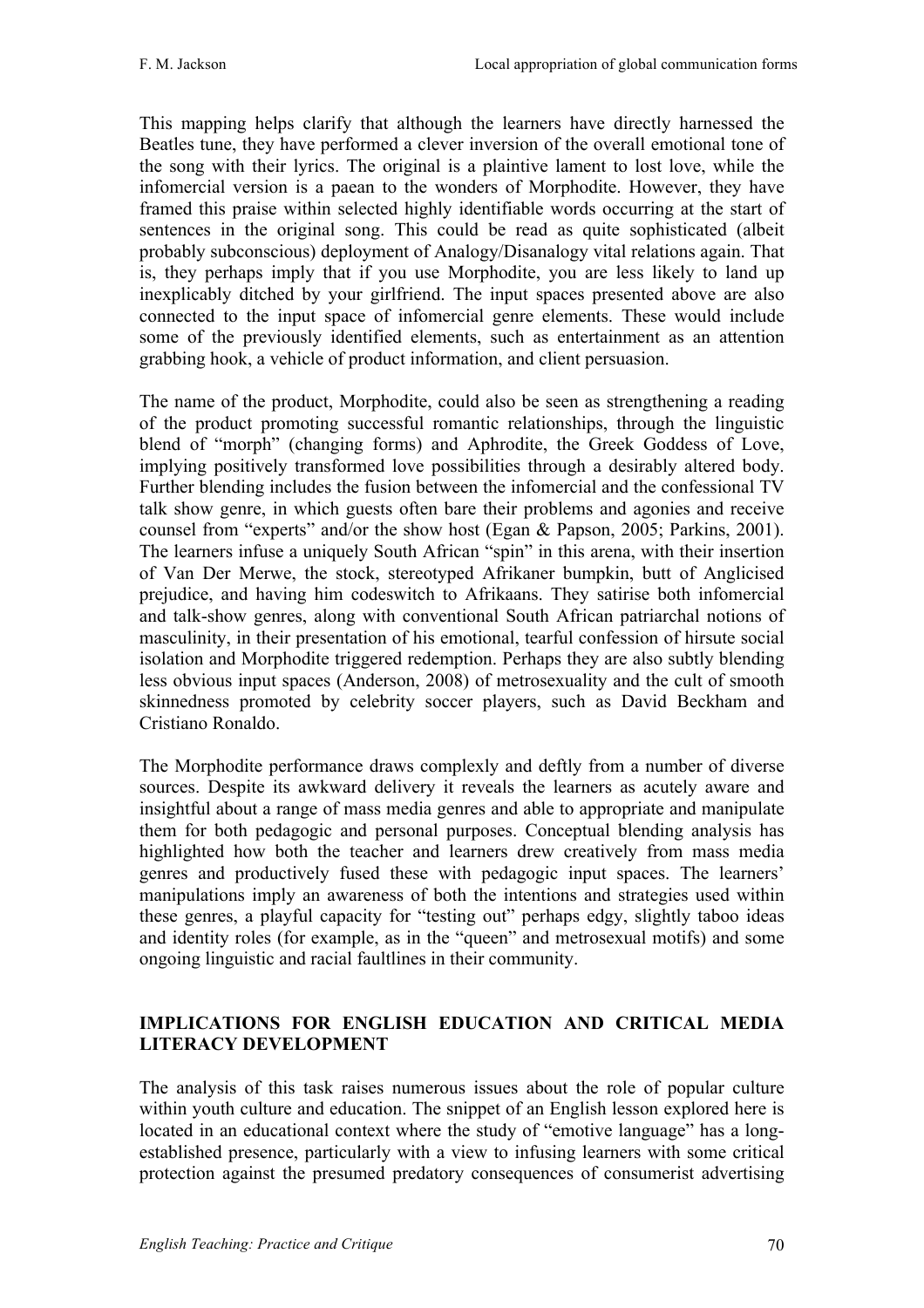This mapping helps clarify that although the learners have directly harnessed the Beatles tune, they have performed a clever inversion of the overall emotional tone of the song with their lyrics. The original is a plaintive lament to lost love, while the infomercial version is a paean to the wonders of Morphodite. However, they have framed this praise within selected highly identifiable words occurring at the start of sentences in the original song. This could be read as quite sophisticated (albeit probably subconscious) deployment of Analogy/Disanalogy vital relations again. That is, they perhaps imply that if you use Morphodite, you are less likely to land up inexplicably ditched by your girlfriend. The input spaces presented above are also connected to the input space of infomercial genre elements. These would include some of the previously identified elements, such as entertainment as an attention grabbing hook, a vehicle of product information, and client persuasion.

The name of the product, Morphodite, could also be seen as strengthening a reading of the product promoting successful romantic relationships, through the linguistic blend of "morph" (changing forms) and Aphrodite, the Greek Goddess of Love, implying positively transformed love possibilities through a desirably altered body. Further blending includes the fusion between the infomercial and the confessional TV talk show genre, in which guests often bare their problems and agonies and receive counsel from "experts" and/or the show host (Egan & Papson, 2005; Parkins, 2001). The learners infuse a uniquely South African "spin" in this arena, with their insertion of Van Der Merwe, the stock, stereotyped Afrikaner bumpkin, butt of Anglicised prejudice, and having him codeswitch to Afrikaans. They satirise both infomercial and talk-show genres, along with conventional South African patriarchal notions of masculinity, in their presentation of his emotional, tearful confession of hirsute social isolation and Morphodite triggered redemption. Perhaps they are also subtly blending less obvious input spaces (Anderson, 2008) of metrosexuality and the cult of smooth skinnedness promoted by celebrity soccer players, such as David Beckham and Cristiano Ronaldo.

The Morphodite performance draws complexly and deftly from a number of diverse sources. Despite its awkward delivery it reveals the learners as acutely aware and insightful about a range of mass media genres and able to appropriate and manipulate them for both pedagogic and personal purposes. Conceptual blending analysis has highlighted how both the teacher and learners drew creatively from mass media genres and productively fused these with pedagogic input spaces. The learners' manipulations imply an awareness of both the intentions and strategies used within these genres, a playful capacity for "testing out" perhaps edgy, slightly taboo ideas and identity roles (for example, as in the "queen" and metrosexual motifs) and some ongoing linguistic and racial faultlines in their community.

## IMPLICATIONS FOR ENGLISH EDUCATION AND CRITICAL MEDIA LITERACY DEVELOPMENT

The analysis of this task raises numerous issues about the role of popular culture within youth culture and education. The snippet of an English lesson explored here is located in an educational context where the study of "emotive language" has a long-established presence, particularly with a view to infusing learners with some critical protection against the presumed predatory consequences of consumerist advertising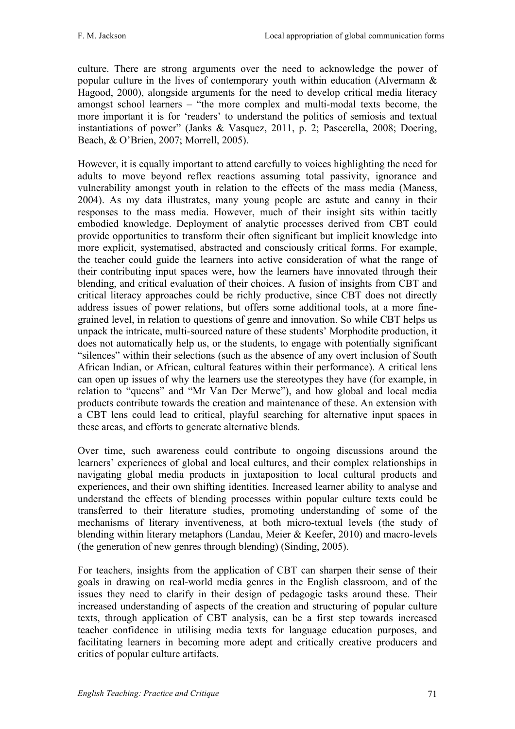culture. There are strong arguments over the need to acknowledge the power of popular culture in the lives of contemporary youth within education (Alvermann & Hagood, 2000), alongside arguments for the need to develop critical media literacy amongst school learners – "the more complex and multi-modal texts become, the more important it is for 'readers' to understand the politics of semiosis and textual instantiations of power" (Janks & Vasquez, 2011, p. 2; Pascerella, 2008; Doering, Beach, & O'Brien, 2007; Morrell, 2005).

However, it is equally important to attend carefully to voices highlighting the need for adults to move beyond reflex reactions assuming total passivity, ignorance and vulnerability amongst youth in relation to the effects of the mass media (Maness, 2004). As my data illustrates, many young people are astute and canny in their responses to the mass media. However, much of their insight sits within tacitly embodied knowledge. Deployment of analytic processes derived from CBT could provide opportunities to transform their often significant but implicit knowledge into more explicit, systematised, abstracted and consciously critical forms. For example, the teacher could guide the learners into active consideration of what the range of their contributing input spaces were, how the learners have innovated through their blending, and critical evaluation of their choices. A fusion of insights from CBT and critical literacy approaches could be richly productive, since CBT does not directly address issues of power relations, but offers some additional tools, at a more fine-grained level, in relation to questions of genre and innovation. So while CBT helps us unpack the intricate, multi-sourced nature of these students' Morphodite production, it does not automatically help us, or the students, to engage with potentially significant "silences" within their selections (such as the absence of any overt inclusion of South African Indian, or African, cultural features within their performance). A critical lens can open up issues of why the learners use the stereotypes they have (for example, in relation to "queens" and "Mr Van Der Merwe"), and how global and local media products contribute towards the creation and maintenance of these. An extension with a CBT lens could lead to critical, playful searching for alternative input spaces in these areas, and efforts to generate alternative blends.

Over time, such awareness could contribute to ongoing discussions around the learners' experiences of global and local cultures, and their complex relationships in navigating global media products in juxtaposition to local cultural products and experiences, and their own shifting identities. Increased learner ability to analyse and understand the effects of blending processes within popular culture texts could be transferred to their literature studies, promoting understanding of some of the mechanisms of literary inventiveness, at both micro-textual levels (the study of blending within literary metaphors (Landau, Meier & Keefer, 2010) and macro-levels (the generation of new genres through blending) (Sinding, 2005).

For teachers, insights from the application of CBT can sharpen their sense of their goals in drawing on real-world media genres in the English classroom, and of the issues they need to clarify in their design of pedagogic tasks around these. Their increased understanding of aspects of the creation and structuring of popular culture texts, through application of CBT analysis, can be a first step towards increased teacher confidence in utilising media texts for language education purposes, and facilitating learners in becoming more adept and critically creative producers and critics of popular culture artifacts.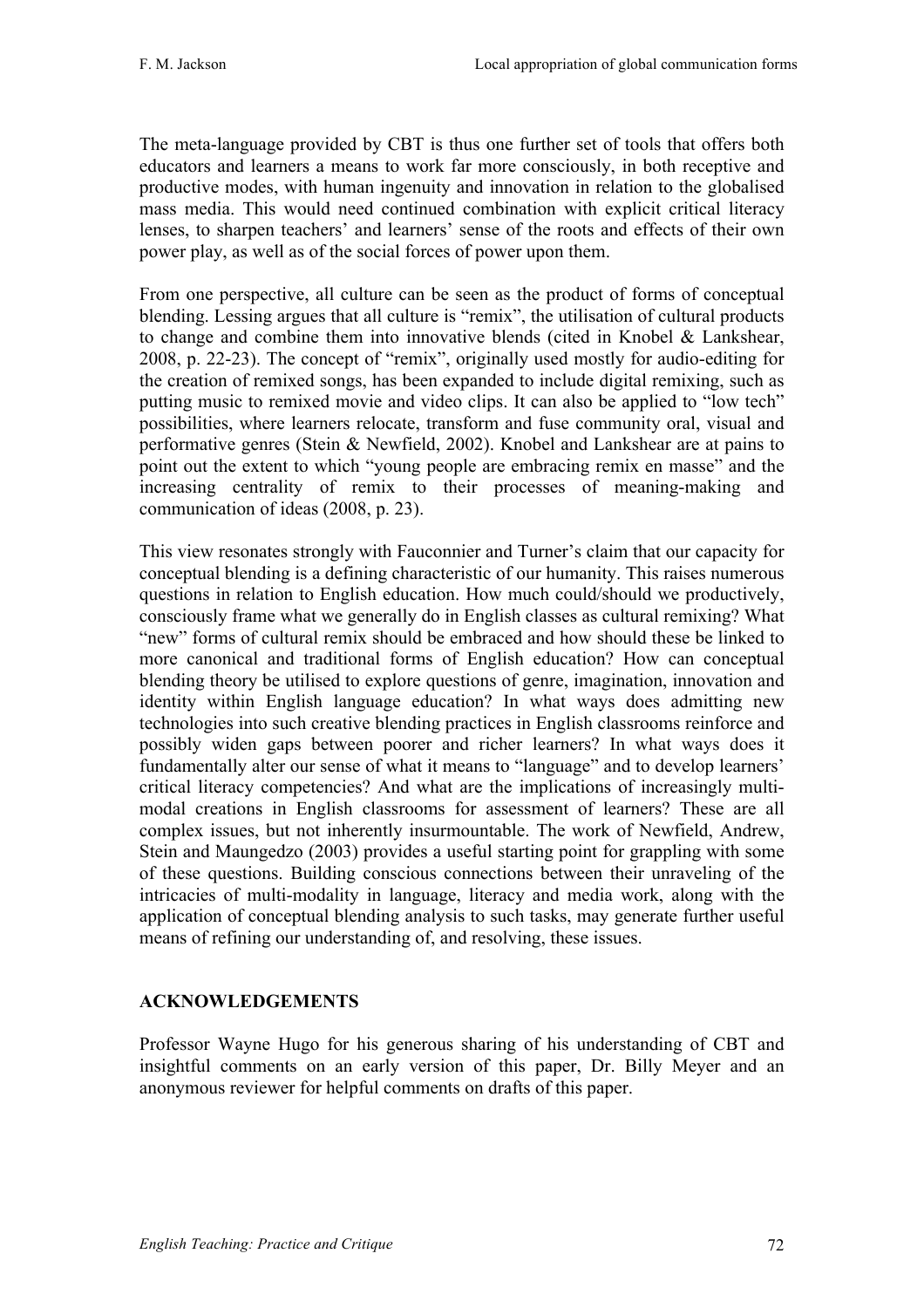The meta-language provided by CBT is thus one further set of tools that offers both educators and learners a means to work far more consciously, in both receptive and productive modes, with human ingenuity and innovation in relation to the globalised mass media. This would need continued combination with explicit critical literacy lenses, to sharpen teachers' and learners' sense of the roots and effects of their own power play, as well as of the social forces of power upon them.

From one perspective, all culture can be seen as the product of forms of conceptual blending. Lessing argues that all culture is "remix", the utilisation of cultural products to change and combine them into innovative blends (cited in Knobel & Lankshear, 2008, p. 22-23). The concept of "remix", originally used mostly for audio-editing for the creation of remixed songs, has been expanded to include digital remixing, such as putting music to remixed movie and video clips. It can also be applied to "low tech" possibilities, where learners relocate, transform and fuse community oral, visual and performative genres (Stein & Newfield, 2002). Knobel and Lankshear are at pains to point out the extent to which "young people are embracing remix en masse" and the increasing centrality of remix to their processes of meaning-making and communication of ideas (2008, p. 23).

This view resonates strongly with Fauconnier and Turner's claim that our capacity for conceptual blending is a defining characteristic of our humanity. This raises numerous questions in relation to English education. How much could/should we productively, consciously frame what we generally do in English classes as cultural remixing? What "new" forms of cultural remix should be embraced and how should these be linked to more canonical and traditional forms of English education? How can conceptual blending theory be utilised to explore questions of genre, imagination, innovation and identity within English language education? In what ways does admitting new technologies into such creative blending practices in English classrooms reinforce and possibly widen gaps between poorer and richer learners? In what ways does it fundamentally alter our sense of what it means to "language" and to develop learners' critical literacy competencies? And what are the implications of increasingly multi-modal creations in English classrooms for assessment of learners? These are all complex issues, but not inherently insurmountable. The work of Newfield, Andrew, Stein and Maungedzo (2003) provides a useful starting point for grappling with some of these questions. Building conscious connections between their unraveling of the intricacies of multi-modality in language, literacy and media work, along with the application of conceptual blending analysis to such tasks, may generate further useful means of refining our understanding of, and resolving, these issues.

## ACKNOWLEDGEMENTS

Professor Wayne Hugo for his generous sharing of his understanding of CBT and insightful comments on an early version of this paper, Dr. Billy Meyer and an anonymous reviewer for helpful comments on drafts of this paper.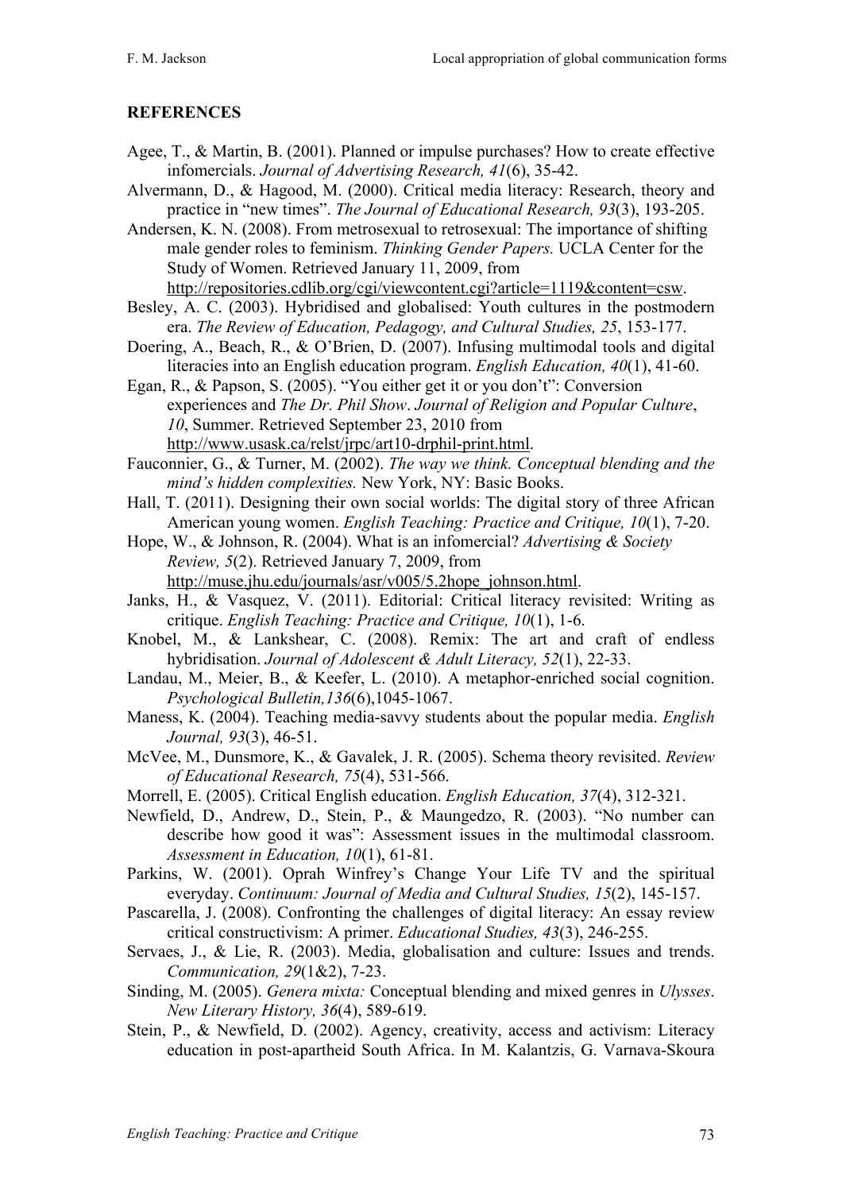## REFERENCES

Agee, T., & Martin, B. (2001). Planned or impulse purchases? How to create effective infomercials. *Journal of Advertising Research, 41*(6), 35-42.

Alvermann, D., & Hagood, M. (2000). Critical media literacy: Research, theory and practice in "new times". *The Journal of Educational Research, 93*(3), 193-205.

Andersen, K. N. (2008). From metrosexual to retrosexual: The importance of shifting male gender roles to feminism. *Thinking Gender Papers.* UCLA Center for the Study of Women. Retrieved January 11, 2009, from http://repositories.cdlib.org/cgi/viewcontent.cgi?article=1119&content=csw.

Besley, A. C. (2003). Hybridised and globalised: Youth cultures in the postmodern era. *The Review of Education, Pedagogy, and Cultural Studies, 25*, 153-177.

Doering, A., Beach, R., & O'Brien, D. (2007). Infusing multimodal tools and digital literacies into an English education program. *English Education, 40*(1), 41-60.

Egan, R., & Papson, S. (2005). "You either get it or you don't": Conversion experiences and *The Dr. Phil Show*. *Journal of Religion and Popular Culture*, *10*, Summer. Retrieved September 23, 2010 from http://www.usask.ca/relst/jrpc/art10-drphil-print.html.

Fauconnier, G., & Turner, M. (2002). *The way we think. Conceptual blending and the mind's hidden complexities.* New York, NY: Basic Books.

Hall, T. (2011). Designing their own social worlds: The digital story of three African American young women. *English Teaching: Practice and Critique, 10*(1), 7-20.

Hope, W., & Johnson, R. (2004). What is an infomercial? *Advertising & Society Review, 5*(2). Retrieved January 7, 2009, from http://muse.jhu.edu/journals/asr/v005/5.2hope_johnson.html.

Janks, H., & Vasquez, V. (2011). Editorial: Critical literacy revisited: Writing as critique. *English Teaching: Practice and Critique, 10*(1), 1-6.

Knobel, M., & Lankshear, C. (2008). Remix: The art and craft of endless hybridisation. *Journal of Adolescent & Adult Literacy, 52*(1), 22-33.

Landau, M., Meier, B., & Keefer, L. (2010). A metaphor-enriched social cognition. *Psychological Bulletin,136*(6),1045-1067.

Maness, K. (2004). Teaching media-savvy students about the popular media. *English Journal, 93*(3), 46-51.

McVee, M., Dunsmore, K., & Gavalek, J. R. (2005). Schema theory revisited. *Review of Educational Research, 75*(4), 531-566.

Morrell, E. (2005). Critical English education. *English Education, 37*(4), 312-321.

Newfield, D., Andrew, D., Stein, P., & Maungedzo, R. (2003). "No number can describe how good it was": Assessment issues in the multimodal classroom. *Assessment in Education, 10*(1), 61-81.

Parkins, W. (2001). Oprah Winfrey's Change Your Life TV and the spiritual everyday. *Continuum: Journal of Media and Cultural Studies, 15*(2), 145-157.

Pascarella, J. (2008). Confronting the challenges of digital literacy: An essay review critical constructivism: A primer. *Educational Studies, 43*(3), 246-255.

Servaes, J., & Lie, R. (2003). Media, globalisation and culture: Issues and trends. *Communication, 29*(1&2), 7-23.

Sinding, M. (2005). *Genera mixta:* Conceptual blending and mixed genres in *Ulysses*. *New Literary History, 36*(4), 589-619.

Stein, P., & Newfield, D. (2002). Agency, creativity, access and activism: Literacy education in post-apartheid South Africa. In M. Kalantzis, G. Varnava-Skoura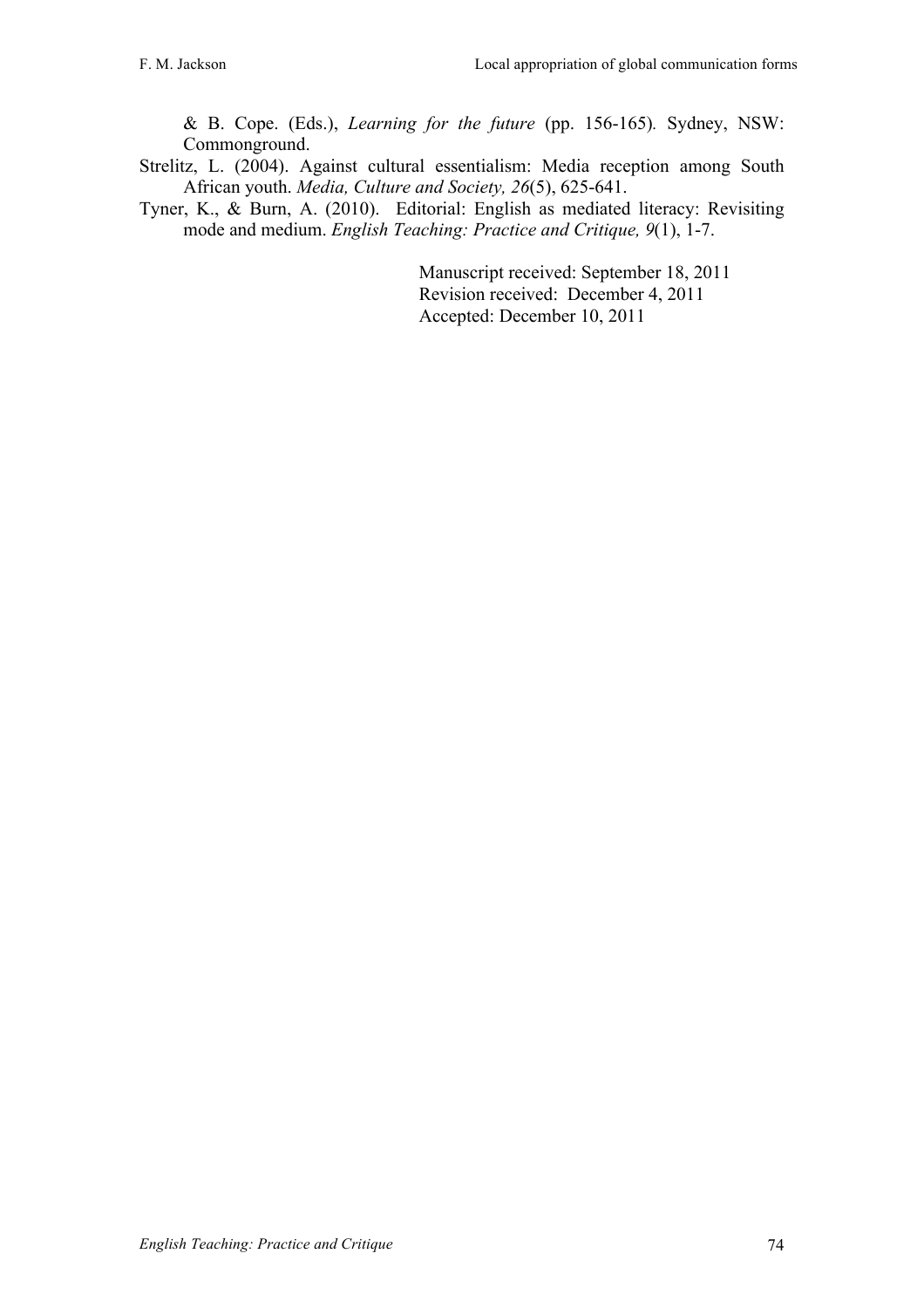& B. Cope. (Eds.), *Learning for the future* (pp. 156-165). Sydney, NSW: Commonground.

Strelitz, L. (2004). Against cultural essentialism: Media reception among South African youth. *Media, Culture and Society, 26*(5), 625-641.

Tyner, K., & Burn, A. (2010). Editorial: English as mediated literacy: Revisiting mode and medium. *English Teaching: Practice and Critique, 9*(1), 1-7.

Manuscript received: September 18, 2011
Revision received: December 4, 2011
Accepted: December 10, 2011